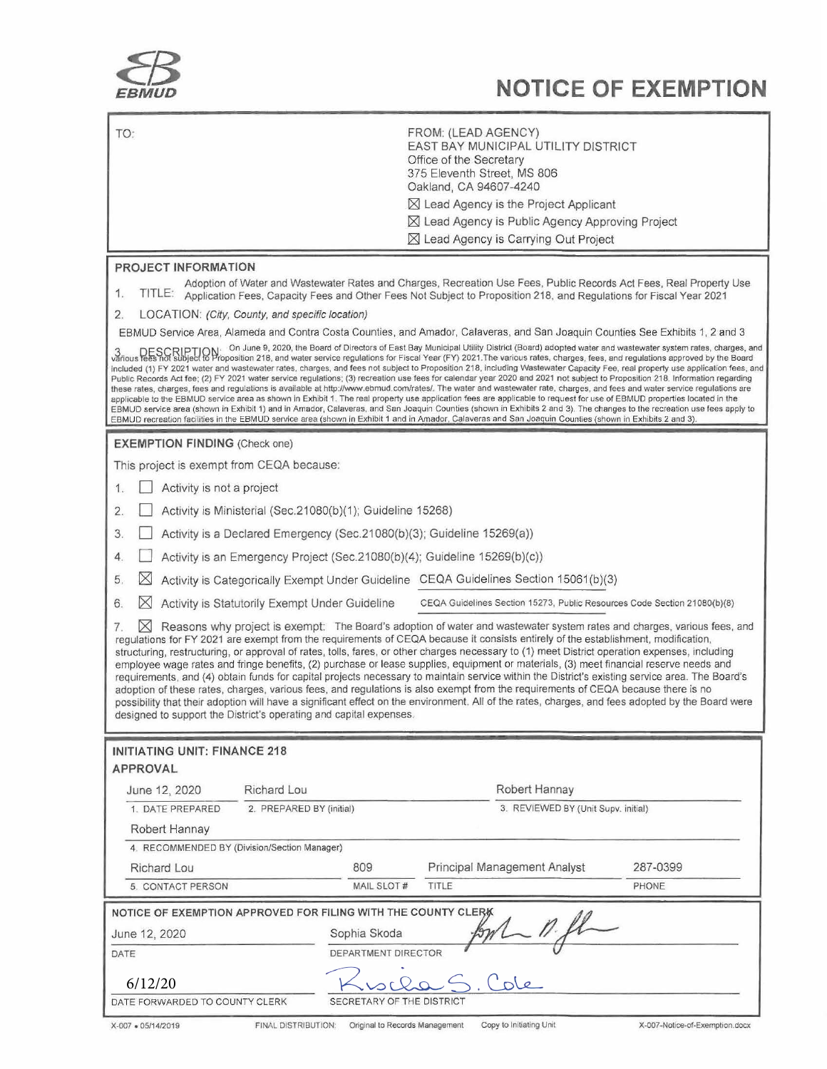EBMUD

# NOTICE OF EXEMPTION

TO:

FROM: (LEAD AGENCY)
EAST BAY MUNICIPAL UTILITY DISTRICT
Office of the Secretary
375 Eleventh Street, MS 806
Oakland, CA 94607-4240

☒ Lead Agency is the Project Applicant

☒ Lead Agency is Public Agency Approving Project

☒ Lead Agency is Carrying Out Project

## PROJECT INFORMATION

1. TITLE: Adoption of Water and Wastewater Rates and Charges, Recreation Use Fees, Public Records Act Fees, Real Property Use Application Fees, Capacity Fees and Other Fees Not Subject to Proposition 218, and Regulations for Fiscal Year 2021

2. LOCATION: *(City, County, and specific location)*

EBMUD Service Area, Alameda and Contra Costa Counties, and Amador, Calaveras, and San Joaquin Counties See Exhibits 1, 2 and 3

3. DESCRIPTION: On June 9, 2020, the Board of Directors of East Bay Municipal Utility District (Board) adopted water and wastewater system rates, charges, and various fees not subject to Proposition 218, and water service regulations for Fiscal Year (FY) 2021.The various rates, charges, fees, and regulations approved by the Board included (1) FY 2021 water and wastewater rates, charges, and fees not subject to Proposition 218, including Wastewater Capacity Fee, real property use application fees, and Public Records Act fee; (2) FY 2021 water service regulations; (3) recreation use fees for calendar year 2020 and 2021 not subject to Proposition 218. Information regarding these rates, charges, fees and regulations is available at http://www.ebmud.com/rates/. The water and wastewater rate, charges, and fees and water service regulations are applicable to the EBMUD service area as shown in Exhibit 1. The real property use application fees are applicable to request for use of EBMUD properties located in the EBMUD service area (shown in Exhibit 1) and in Amador, Calaveras, and San Joaquin Counties (shown in Exhibits 2 and 3). The changes to the recreation use fees apply to EBMUD recreation facilities in the EBMUD service area (shown in Exhibit 1 and in Amador, Calaveras and San Joaquin Counties (shown in Exhibits 2 and 3).

## EXEMPTION FINDING (Check one)

This project is exempt from CEQA because:

1. ☐ Activity is not a project
2. ☐ Activity is Ministerial (Sec.21080(b)(1); Guideline 15268)
3. ☐ Activity is a Declared Emergency (Sec.21080(b)(3); Guideline 15269(a))
4. ☐ Activity is an Emergency Project (Sec.21080(b)(4); Guideline 15269(b)(c))
5. ☒ Activity is Categorically Exempt Under Guideline CEQA Guidelines Section 15061(b)(3)
6. ☒ Activity is Statutorily Exempt Under Guideline CEQA Guidelines Section 15273, Public Resources Code Section 21080(b)(8)
7. ☒ Reasons why project is exempt: The Board's adoption of water and wastewater system rates and charges, various fees, and regulations for FY 2021 are exempt from the requirements of CEQA because it consists entirely of the establishment, modification, structuring, restructuring, or approval of rates, tolls, fares, or other charges necessary to (1) meet District operation expenses, including employee wage rates and fringe benefits, (2) purchase or lease supplies, equipment or materials, (3) meet financial reserve needs and requirements, and (4) obtain funds for capital projects necessary to maintain service within the District's existing service area. The Board's adoption of these rates, charges, various fees, and regulations is also exempt from the requirements of CEQA because there is no possibility that their adoption will have a significant effect on the environment. All of the rates, charges, and fees adopted by the Board were designed to support the District's operating and capital expenses.

## INITIATING UNIT: FINANCE 218

### APPROVAL

| June 12, 2020 | Richard Lou | Robert Hannay |
|---|---|---|
| 1. DATE PREPARED | 2. PREPARED BY (initial) | 3. REVIEWED BY (Unit Supv. initial) |

Robert Hannay
4. RECOMMENDED BY (Division/Section Manager)

| Richard Lou | 809 | Principal Management Analyst | 287-0399 |
|---|---|---|---|
| 5. CONTACT PERSON | MAIL SLOT # | TITLE | PHONE |

### NOTICE OF EXEMPTION APPROVED FOR FILING WITH THE COUNTY CLERK

| June 12, 2020 | Sophia Skoda |
|---|---|
| DATE | DEPARTMENT DIRECTOR |
| 6/12/20 | Rischa S. Cole |
| DATE FORWARDED TO COUNTY CLERK | SECRETARY OF THE DISTRICT |

X-007 • 05/14/2019 FINAL DISTRIBUTION: Original to Records Management Copy to Initiating Unit X-007-Notice-of-Exemption.docx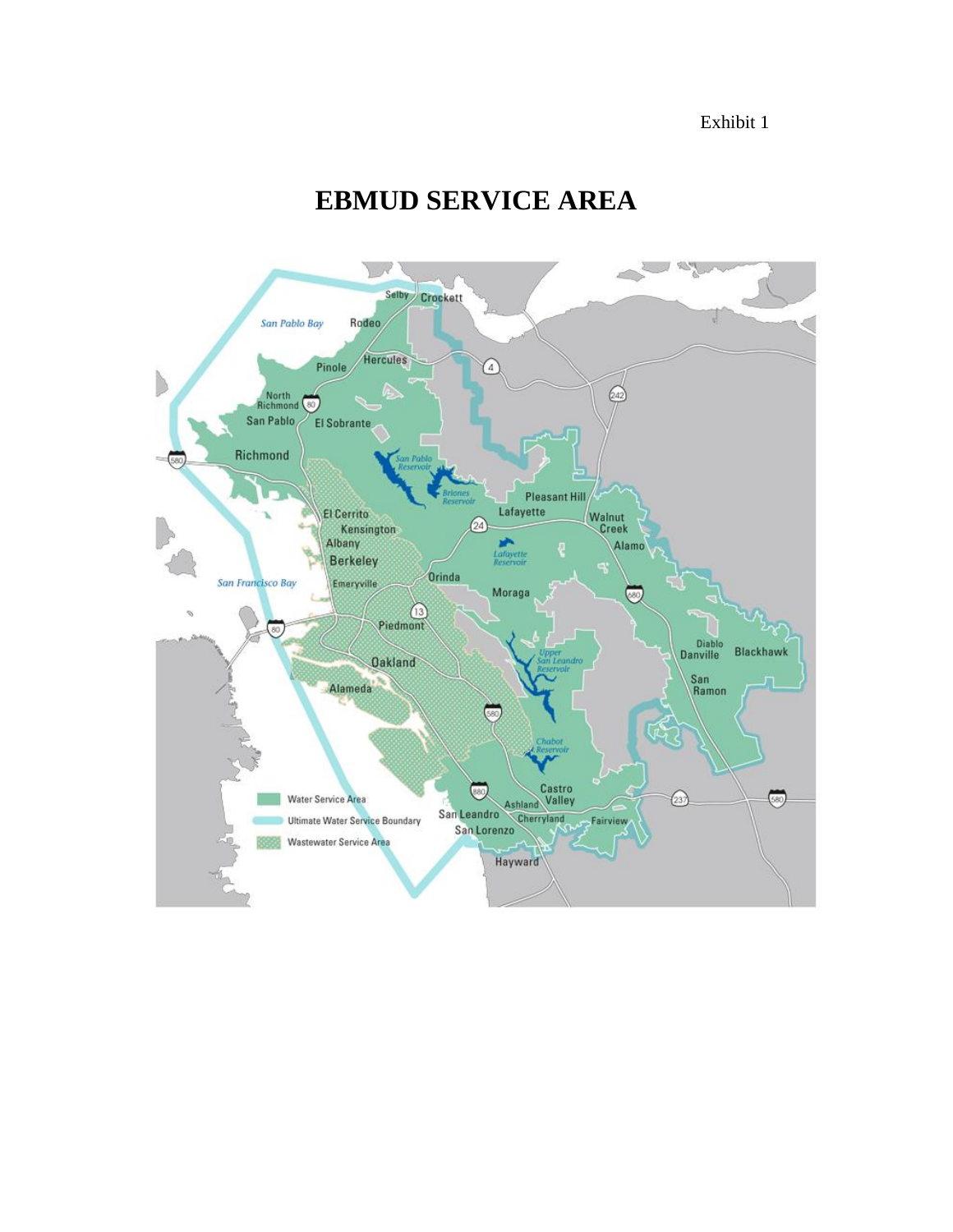Exhibit 1

# EBMUD SERVICE AREA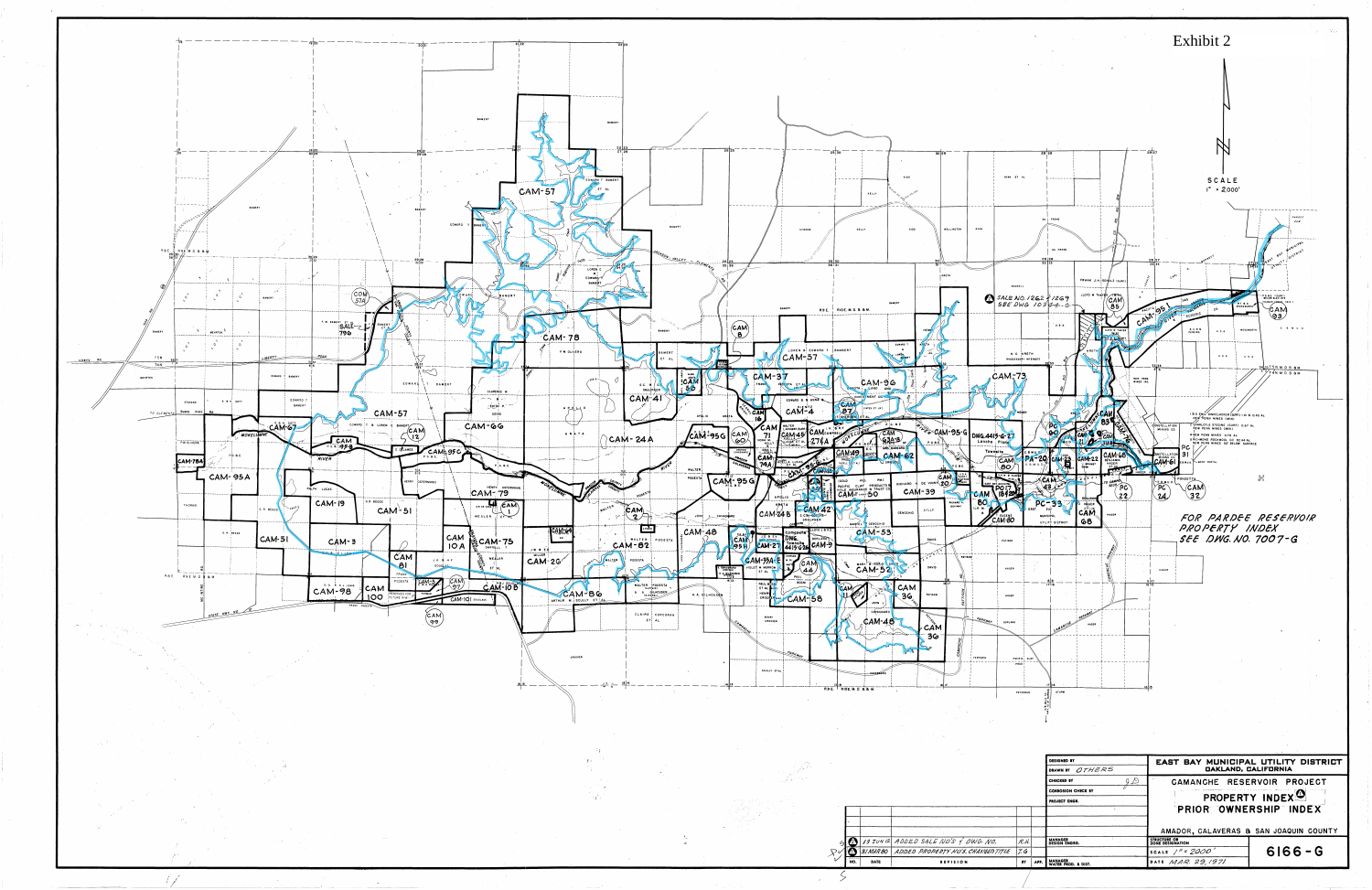Exhibit 2

SCALE

1" = 2000'

FOR PARDEE RESERVOIR PROPERTY INDEX SEE DWG. NO. 7007-G

SALE NO. 1262 / 1269 SEE DWG 10784-G

CAM-57, CAM-78, CAM-37, CAM-41, CAM-57, CAM-96, CAM-73, CAM-66, CAM-24A, CAM-95G, CAM-95A, CAM-79, CAM-19, CAM-51, CAM-3, CAM-75, CAM-82, CAM-48, CAM-53, CAM-52, CAM-58, CAM-46, CAM-98, CAM-86, CAM-39, CAM-62, PC-33, PA-20, CAM-99

| DESIGNED BY | | EAST BAY MUNICIPAL UTILITY DISTRICT OAKLAND, CALIFORNIA |
|---|---|---|
| DRAWN BY | OTHERS | CAMANCHE RESERVOIR PROJECT |
| CHECKED BY | | PROPERTY INDEX |
| CORROSION CHECK BY | | PRIOR OWNERSHIP INDEX |
| PROJECT ENGR. | | AMADOR, CALAVERAS & SAN JOAQUIN COUNTY |
| MANAGER DESIGN ENGRG. | | SCALE 1" = 2000' |
| MANAGER WATER PROD. & DIST. | | DATE MAR. 29, 1971 |
| | | 6166-G |

| NO. | DATE | REVISION | BY | APP. |
|---|---|---|---|---|
| 2 | 13 JUN 12 | ADDED SALE NO'S & DWG. NO. | R.H. | |
| 1 | 31 MAR 80 | ADDED PROPERTY NOS. CHANGED TITLE | J.G. | |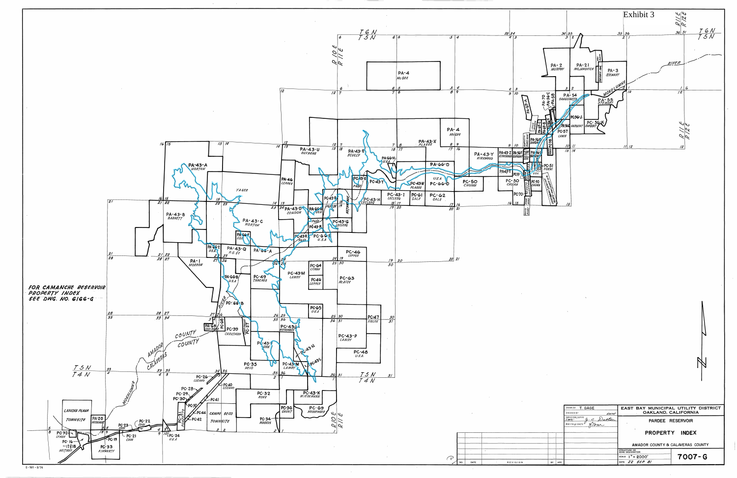Exhibit 3

FOR CAMANCHE RESERVOIR PROPERTY INDEX SEE DWG. NO. 6166-G

| | |
|---|---|
| DRAWN BY | T. GAGE |
| CHECKED BY | |
| SUPERVISING ENGR. | |
| HIGH FIELD ENGR. | |

EAST BAY MUNICIPAL UTILITY DISTRICT
OAKLAND, CALIFORNIA

PARDEE RESERVOIR

PROPERTY INDEX

AMADOR COUNTY & CALAVERAS COUNTY

SCALE 1" = 2000'

DATE 22 SEP 81

7007-G

| NO. | DATE | REVISION | BY | APP. |
|---|---|---|---|---|

E-161 - 8/74